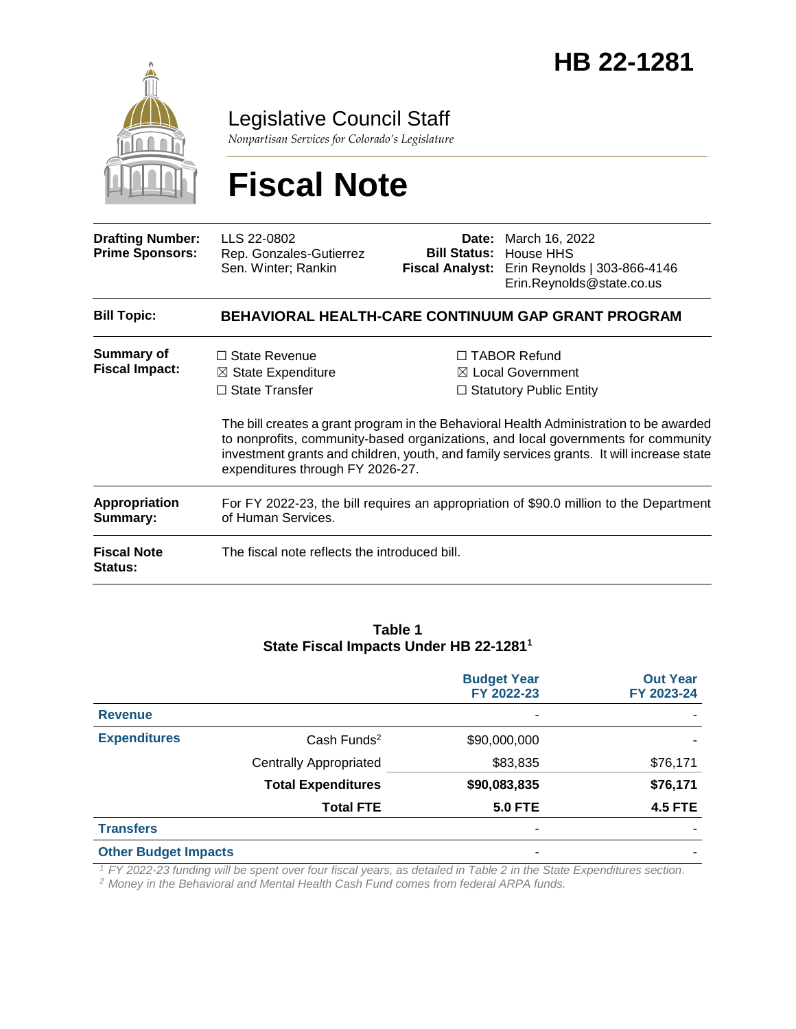# HB 22-1281

Legislative Council Staff

*Nonpartisan Services for Colorado's Legislature*

# Fiscal Note

| | | | |
|---|---|---|---|
| **Drafting Number:** | LLS 22-0802 | **Date:** | March 16, 2022 |
| **Prime Sponsors:** | Rep. Gonzales-Gutierrez<br>Sen. Winter; Rankin | **Bill Status:** | House HHS |
| | | **Fiscal Analyst:** | Erin Reynolds \| 303-866-4146<br>Erin.Reynolds@state.co.us |

**Bill Topic:** **BEHAVIORAL HEALTH-CARE CONTINUUM GAP GRANT PROGRAM**

**Summary of Fiscal Impact:**

- ☐ State Revenue
- ☒ State Expenditure
- ☐ State Transfer
- ☐ TABOR Refund
- ☒ Local Government
- ☐ Statutory Public Entity

The bill creates a grant program in the Behavioral Health Administration to be awarded to nonprofits, community-based organizations, and local governments for community investment grants and children, youth, and family services grants. It will increase state expenditures through FY 2026-27.

**Appropriation Summary:** For FY 2022-23, the bill requires an appropriation of $90.0 million to the Department of Human Services.

**Fiscal Note Status:** The fiscal note reflects the introduced bill.

**Table 1**
**State Fiscal Impacts Under HB 22-1281[1]**

| | | Budget Year FY 2022-23 | Out Year FY 2023-24 |
|---|---|---|---|
| **Revenue** | | - | - |
| **Expenditures** | Cash Funds[2] | $90,000,000 | - |
| | Centrally Appropriated | $83,835 | $76,171 |
| | **Total Expenditures** | **$90,083,835** | **$76,171** |
| | **Total FTE** | **5.0 FTE** | **4.5 FTE** |
| **Transfers** | | - | - |
| **Other Budget Impacts** | | - | - |

[1] *FY 2022-23 funding will be spent over four fiscal years, as detailed in Table 2 in the State Expenditures section.*
[2] *Money in the Behavioral and Mental Health Cash Fund comes from federal ARPA funds.*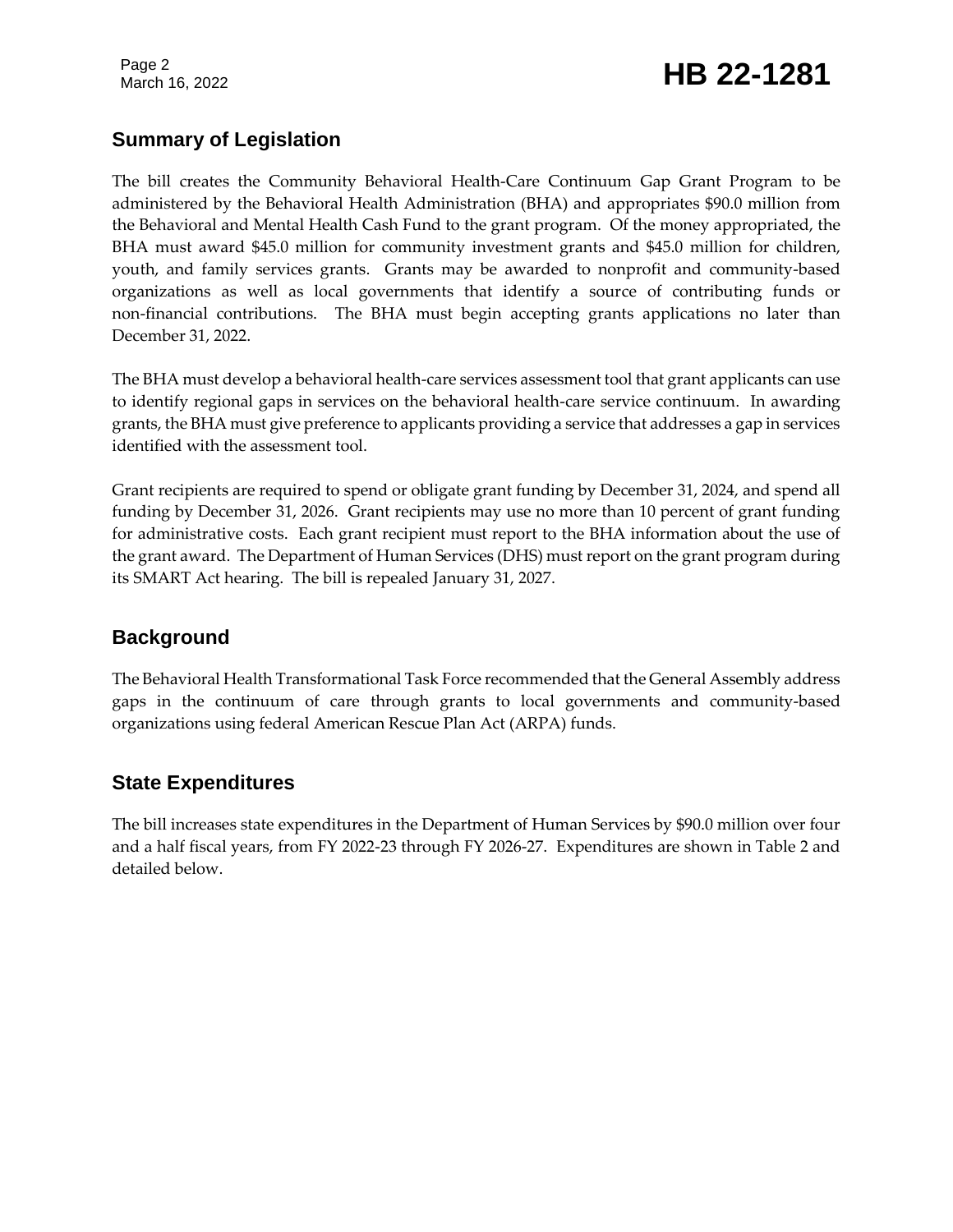## Summary of Legislation

The bill creates the Community Behavioral Health-Care Continuum Gap Grant Program to be administered by the Behavioral Health Administration (BHA) and appropriates $90.0 million from the Behavioral and Mental Health Cash Fund to the grant program. Of the money appropriated, the BHA must award $45.0 million for community investment grants and $45.0 million for children, youth, and family services grants. Grants may be awarded to nonprofit and community-based organizations as well as local governments that identify a source of contributing funds or non-financial contributions. The BHA must begin accepting grants applications no later than December 31, 2022.

The BHA must develop a behavioral health-care services assessment tool that grant applicants can use to identify regional gaps in services on the behavioral health-care service continuum. In awarding grants, the BHA must give preference to applicants providing a service that addresses a gap in services identified with the assessment tool.

Grant recipients are required to spend or obligate grant funding by December 31, 2024, and spend all funding by December 31, 2026. Grant recipients may use no more than 10 percent of grant funding for administrative costs. Each grant recipient must report to the BHA information about the use of the grant award. The Department of Human Services (DHS) must report on the grant program during its SMART Act hearing. The bill is repealed January 31, 2027.

## Background

The Behavioral Health Transformational Task Force recommended that the General Assembly address gaps in the continuum of care through grants to local governments and community-based organizations using federal American Rescue Plan Act (ARPA) funds.

## State Expenditures

The bill increases state expenditures in the Department of Human Services by $90.0 million over four and a half fiscal years, from FY 2022-23 through FY 2026-27. Expenditures are shown in Table 2 and detailed below.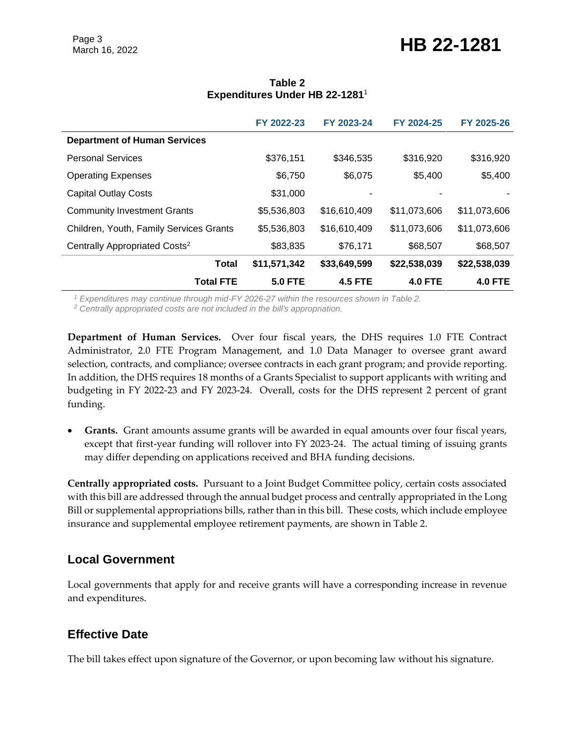**Table 2**
**Expenditures Under HB 22-1281**[1]

| | FY 2022-23 | FY 2023-24 | FY 2024-25 | FY 2025-26 |
|---|---|---|---|---|
| **Department of Human Services** | | | | |
| Personal Services | $376,151 | $346,535 | $316,920 | $316,920 |
| Operating Expenses | $6,750 | $6,075 | $5,400 | $5,400 |
| Capital Outlay Costs | $31,000 | - | - | - |
| Community Investment Grants | $5,536,803 | $16,610,409 | $11,073,606 | $11,073,606 |
| Children, Youth, Family Services Grants | $5,536,803 | $16,610,409 | $11,073,606 | $11,073,606 |
| Centrally Appropriated Costs[2] | $83,835 | $76,171 | $68,507 | $68,507 |
| **Total** | **$11,571,342** | **$33,649,599** | **$22,538,039** | **$22,538,039** |
| **Total FTE** | **5.0 FTE** | **4.5 FTE** | **4.0 FTE** | **4.0 FTE** |

*[1] Expenditures may continue through mid-FY 2026-27 within the resources shown in Table 2.*
*[2] Centrally appropriated costs are not included in the bill's appropriation.*

**Department of Human Services.** Over four fiscal years, the DHS requires 1.0 FTE Contract Administrator, 2.0 FTE Program Management, and 1.0 Data Manager to oversee grant award selection, contracts, and compliance; oversee contracts in each grant program; and provide reporting. In addition, the DHS requires 18 months of a Grants Specialist to support applicants with writing and budgeting in FY 2022-23 and FY 2023-24. Overall, costs for the DHS represent 2 percent of grant funding.

- **Grants.** Grant amounts assume grants will be awarded in equal amounts over four fiscal years, except that first-year funding will rollover into FY 2023-24. The actual timing of issuing grants may differ depending on applications received and BHA funding decisions.

**Centrally appropriated costs.** Pursuant to a Joint Budget Committee policy, certain costs associated with this bill are addressed through the annual budget process and centrally appropriated in the Long Bill or supplemental appropriations bills, rather than in this bill. These costs, which include employee insurance and supplemental employee retirement payments, are shown in Table 2.

## Local Government

Local governments that apply for and receive grants will have a corresponding increase in revenue and expenditures.

## Effective Date

The bill takes effect upon signature of the Governor, or upon becoming law without his signature.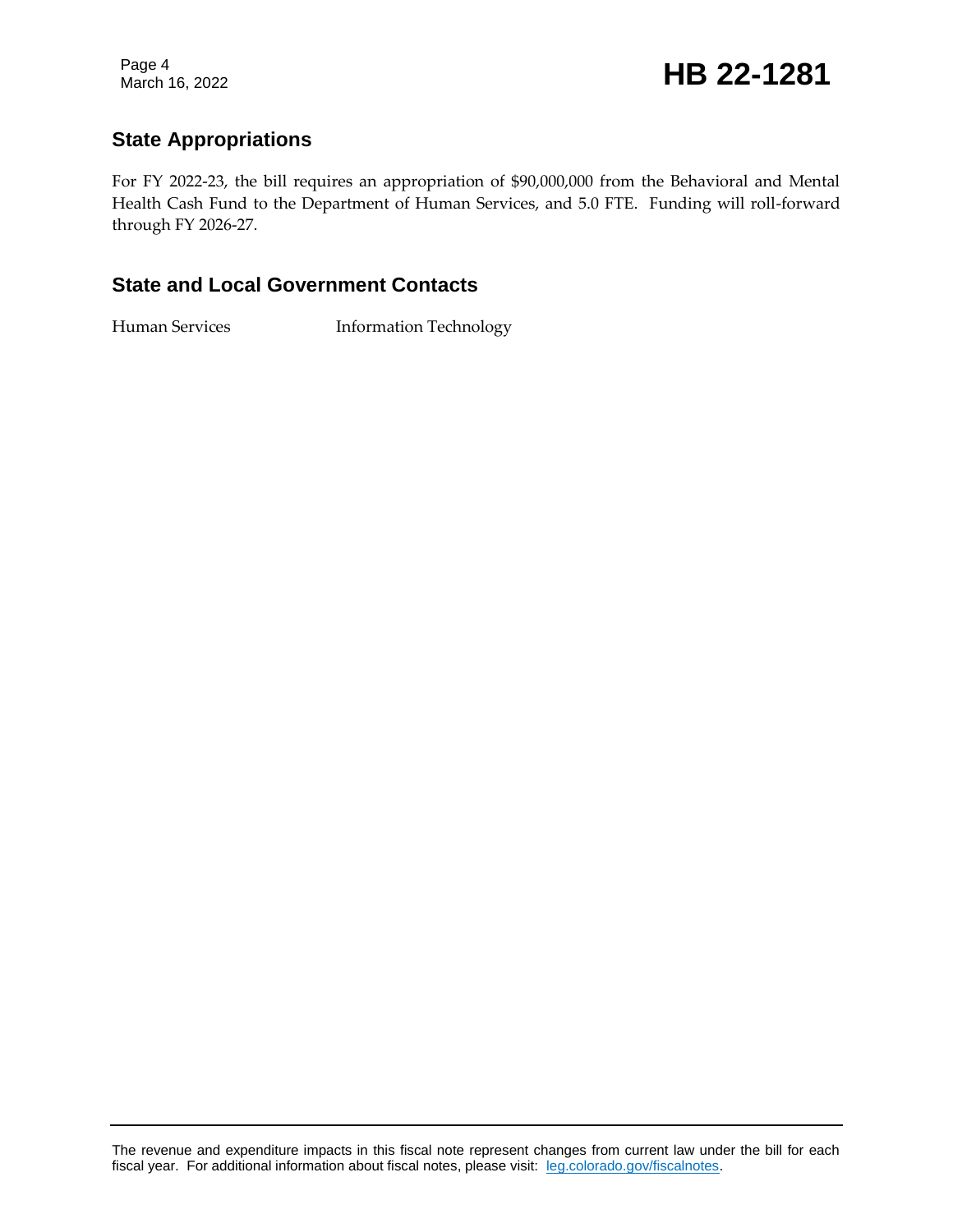## State Appropriations

For FY 2022-23, the bill requires an appropriation of $90,000,000 from the Behavioral and Mental Health Cash Fund to the Department of Human Services, and 5.0 FTE. Funding will roll-forward through FY 2026-27.

## State and Local Government Contacts

Human Services

Information Technology

The revenue and expenditure impacts in this fiscal note represent changes from current law under the bill for each fiscal year. For additional information about fiscal notes, please visit: leg.colorado.gov/fiscalnotes.